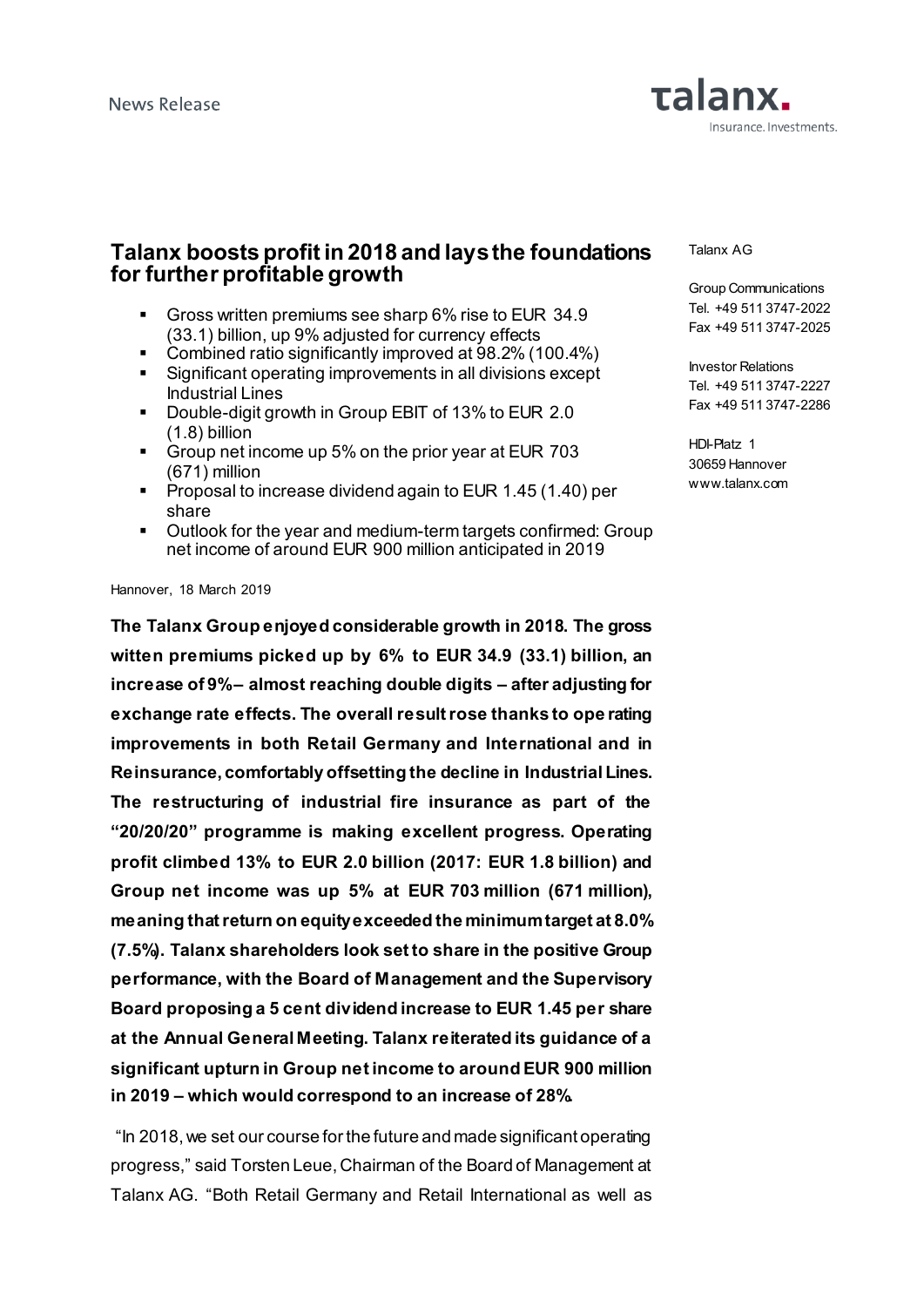News Release

Talanx AG

Group Communications
Tel. +49 511 3747-2022
Fax +49 511 3747-2025

Investor Relations
Tel. +49 511 3747-2227
Fax +49 511 3747-2286

HDI-Platz 1
30659 Hannover
www.talanx.com

# Talanx boosts profit in 2018 and lays the foundations for further profitable growth

- Gross written premiums see sharp 6% rise to EUR 34.9 (33.1) billion, up 9% adjusted for currency effects
- Combined ratio significantly improved at 98.2% (100.4%)
- Significant operating improvements in all divisions except Industrial Lines
- Double-digit growth in Group EBIT of 13% to EUR 2.0 (1.8) billion
- Group net income up 5% on the prior year at EUR 703 (671) million
- Proposal to increase dividend again to EUR 1.45 (1.40) per share
- Outlook for the year and medium-term targets confirmed: Group net income of around EUR 900 million anticipated in 2019

Hannover, 18 March 2019

**The Talanx Group enjoyed considerable growth in 2018. The gross witten premiums picked up by 6% to EUR 34.9 (33.1) billion, an increase of 9%– almost reaching double digits – after adjusting for exchange rate effects. The overall result rose thanks to operating improvements in both Retail Germany and International and in Reinsurance, comfortably offsetting the decline in Industrial Lines. The restructuring of industrial fire insurance as part of the "20/20/20" programme is making excellent progress. Operating profit climbed 13% to EUR 2.0 billion (2017: EUR 1.8 billion) and Group net income was up 5% at EUR 703 million (671 million), meaning that return on equity exceeded the minimum target at 8.0% (7.5%). Talanx shareholders look set to share in the positive Group performance, with the Board of Management and the Supervisory Board proposing a 5 cent dividend increase to EUR 1.45 per share at the Annual General Meeting. Talanx reiterated its guidance of a significant upturn in Group net income to around EUR 900 million in 2019 – which would correspond to an increase of 28%.**

"In 2018, we set our course for the future and made significant operating progress," said Torsten Leue, Chairman of the Board of Management at Talanx AG. "Both Retail Germany and Retail International as well as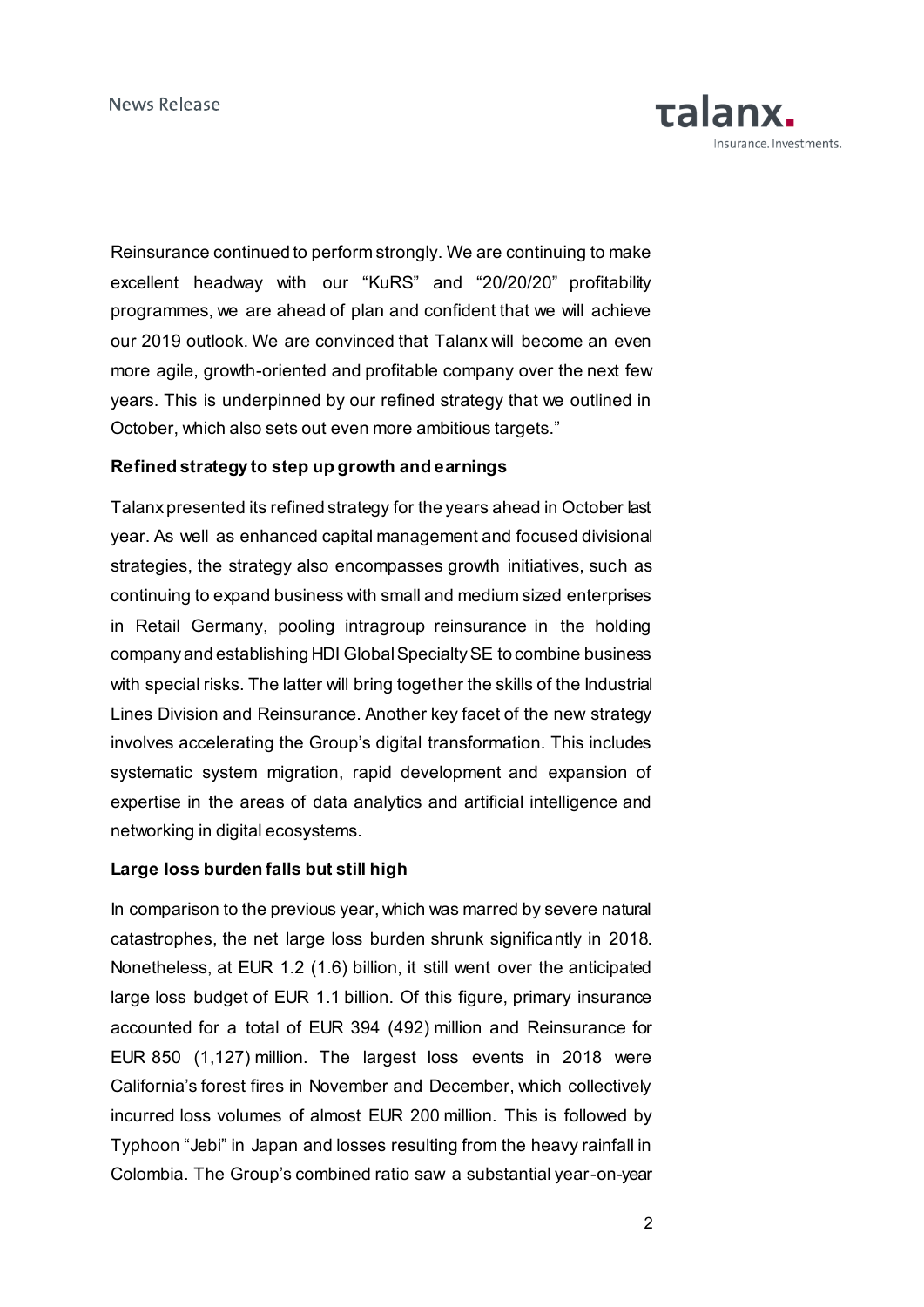Reinsurance continued to perform strongly. We are continuing to make excellent headway with our "KuRS" and "20/20/20" profitability programmes, we are ahead of plan and confident that we will achieve our 2019 outlook. We are convinced that Talanx will become an even more agile, growth-oriented and profitable company over the next few years. This is underpinned by our refined strategy that we outlined in October, which also sets out even more ambitious targets."

**Refined strategy to step up growth and earnings**

Talanx presented its refined strategy for the years ahead in October last year. As well as enhanced capital management and focused divisional strategies, the strategy also encompasses growth initiatives, such as continuing to expand business with small and medium sized enterprises in Retail Germany, pooling intragroup reinsurance in the holding company and establishing HDI Global Specialty SE to combine business with special risks. The latter will bring together the skills of the Industrial Lines Division and Reinsurance. Another key facet of the new strategy involves accelerating the Group's digital transformation. This includes systematic system migration, rapid development and expansion of expertise in the areas of data analytics and artificial intelligence and networking in digital ecosystems.

**Large loss burden falls but still high**

In comparison to the previous year, which was marred by severe natural catastrophes, the net large loss burden shrunk significantly in 2018. Nonetheless, at EUR 1.2 (1.6) billion, it still went over the anticipated large loss budget of EUR 1.1 billion. Of this figure, primary insurance accounted for a total of EUR 394 (492) million and Reinsurance for EUR 850 (1,127) million. The largest loss events in 2018 were California's forest fires in November and December, which collectively incurred loss volumes of almost EUR 200 million. This is followed by Typhoon "Jebi" in Japan and losses resulting from the heavy rainfall in Colombia. The Group's combined ratio saw a substantial year-on-year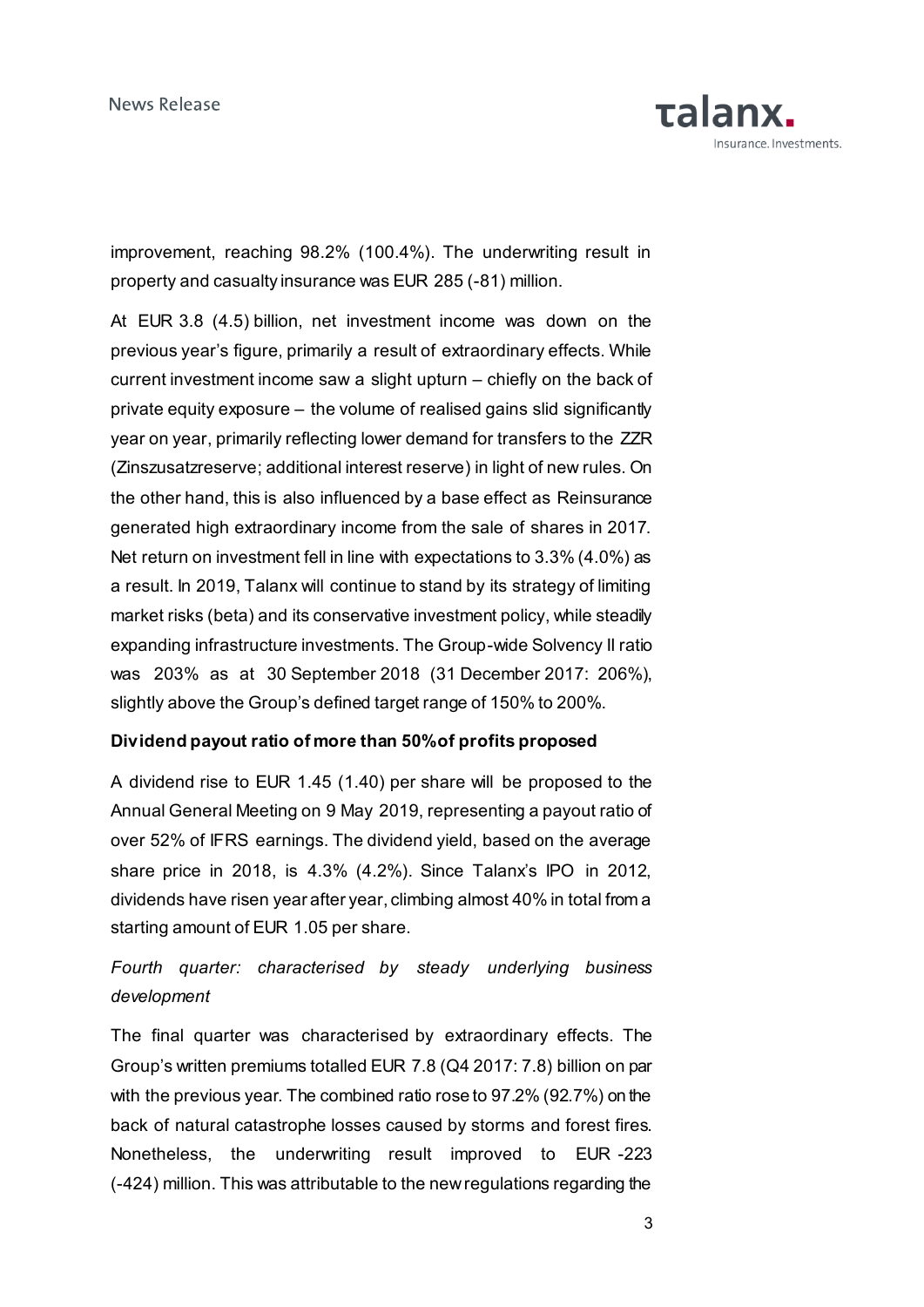improvement, reaching 98.2% (100.4%). The underwriting result in property and casualty insurance was EUR 285 (-81) million.

At EUR 3.8 (4.5) billion, net investment income was down on the previous year's figure, primarily a result of extraordinary effects. While current investment income saw a slight upturn – chiefly on the back of private equity exposure – the volume of realised gains slid significantly year on year, primarily reflecting lower demand for transfers to the ZZR (Zinszusatzreserve; additional interest reserve) in light of new rules. On the other hand, this is also influenced by a base effect as Reinsurance generated high extraordinary income from the sale of shares in 2017. Net return on investment fell in line with expectations to 3.3% (4.0%) as a result. In 2019, Talanx will continue to stand by its strategy of limiting market risks (beta) and its conservative investment policy, while steadily expanding infrastructure investments. The Group-wide Solvency II ratio was 203% as at 30 September 2018 (31 December 2017: 206%), slightly above the Group's defined target range of 150% to 200%.

**Dividend payout ratio of more than 50% of profits proposed**

A dividend rise to EUR 1.45 (1.40) per share will be proposed to the Annual General Meeting on 9 May 2019, representing a payout ratio of over 52% of IFRS earnings. The dividend yield, based on the average share price in 2018, is 4.3% (4.2%). Since Talanx's IPO in 2012, dividends have risen year after year, climbing almost 40% in total from a starting amount of EUR 1.05 per share.

*Fourth quarter: characterised by steady underlying business development*

The final quarter was characterised by extraordinary effects. The Group's written premiums totalled EUR 7.8 (Q4 2017: 7.8) billion on par with the previous year. The combined ratio rose to 97.2% (92.7%) on the back of natural catastrophe losses caused by storms and forest fires. Nonetheless, the underwriting result improved to EUR -223 (-424) million. This was attributable to the new regulations regarding the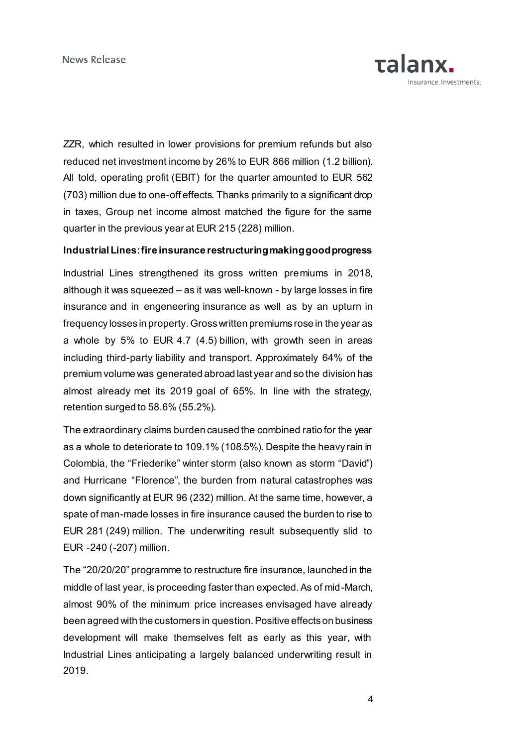ZZR, which resulted in lower provisions for premium refunds but also reduced net investment income by 26% to EUR 866 million (1.2 billion). All told, operating profit (EBIT) for the quarter amounted to EUR 562 (703) million due to one-off effects. Thanks primarily to a significant drop in taxes, Group net income almost matched the figure for the same quarter in the previous year at EUR 215 (228) million.

**Industrial Lines: fire insurance restructuring making good progress**

Industrial Lines strengthened its gross written premiums in 2018, although it was squeezed – as it was well-known - by large losses in fire insurance and in engeneering insurance as well as by an upturn in frequency losses in property. Gross written premiums rose in the year as a whole by 5% to EUR 4.7 (4.5) billion, with growth seen in areas including third-party liability and transport. Approximately 64% of the premium volume was generated abroad last year and so the division has almost already met its 2019 goal of 65%. In line with the strategy, retention surged to 58.6% (55.2%).

The extraordinary claims burden caused the combined ratio for the year as a whole to deteriorate to 109.1% (108.5%). Despite the heavy rain in Colombia, the "Friederike" winter storm (also known as storm "David") and Hurricane "Florence", the burden from natural catastrophes was down significantly at EUR 96 (232) million. At the same time, however, a spate of man-made losses in fire insurance caused the burden to rise to EUR 281 (249) million. The underwriting result subsequently slid to EUR -240 (-207) million.

The "20/20/20" programme to restructure fire insurance, launched in the middle of last year, is proceeding faster than expected. As of mid-March, almost 90% of the minimum price increases envisaged have already been agreed with the customers in question. Positive effects on business development will make themselves felt as early as this year, with Industrial Lines anticipating a largely balanced underwriting result in 2019.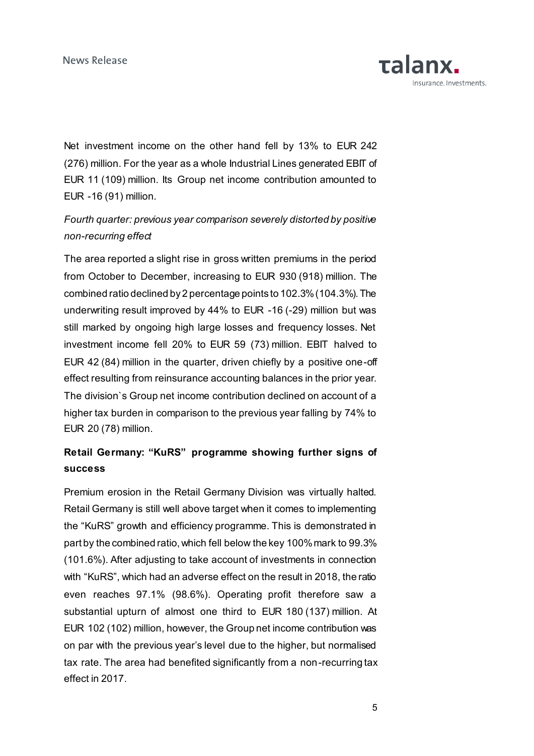Net investment income on the other hand fell by 13% to EUR 242 (276) million. For the year as a whole Industrial Lines generated EBIT of EUR 11 (109) million. Its Group net income contribution amounted to EUR -16 (91) million.

*Fourth quarter: previous year comparison severely distorted by positive non-recurring effect*

The area reported a slight rise in gross written premiums in the period from October to December, increasing to EUR 930 (918) million. The combined ratio declined by 2 percentage points to 102.3% (104.3%). The underwriting result improved by 44% to EUR -16 (-29) million but was still marked by ongoing high large losses and frequency losses. Net investment income fell 20% to EUR 59 (73) million. EBIT halved to EUR 42 (84) million in the quarter, driven chiefly by a positive one-off effect resulting from reinsurance accounting balances in the prior year. The division`s Group net income contribution declined on account of a higher tax burden in comparison to the previous year falling by 74% to EUR 20 (78) million.

**Retail Germany: "KuRS" programme showing further signs of success**

Premium erosion in the Retail Germany Division was virtually halted. Retail Germany is still well above target when it comes to implementing the "KuRS" growth and efficiency programme. This is demonstrated in part by the combined ratio, which fell below the key 100% mark to 99.3% (101.6%). After adjusting to take account of investments in connection with "KuRS", which had an adverse effect on the result in 2018, the ratio even reaches 97.1% (98.6%). Operating profit therefore saw a substantial upturn of almost one third to EUR 180 (137) million. At EUR 102 (102) million, however, the Group net income contribution was on par with the previous year's level due to the higher, but normalised tax rate. The area had benefited significantly from a non-recurring tax effect in 2017.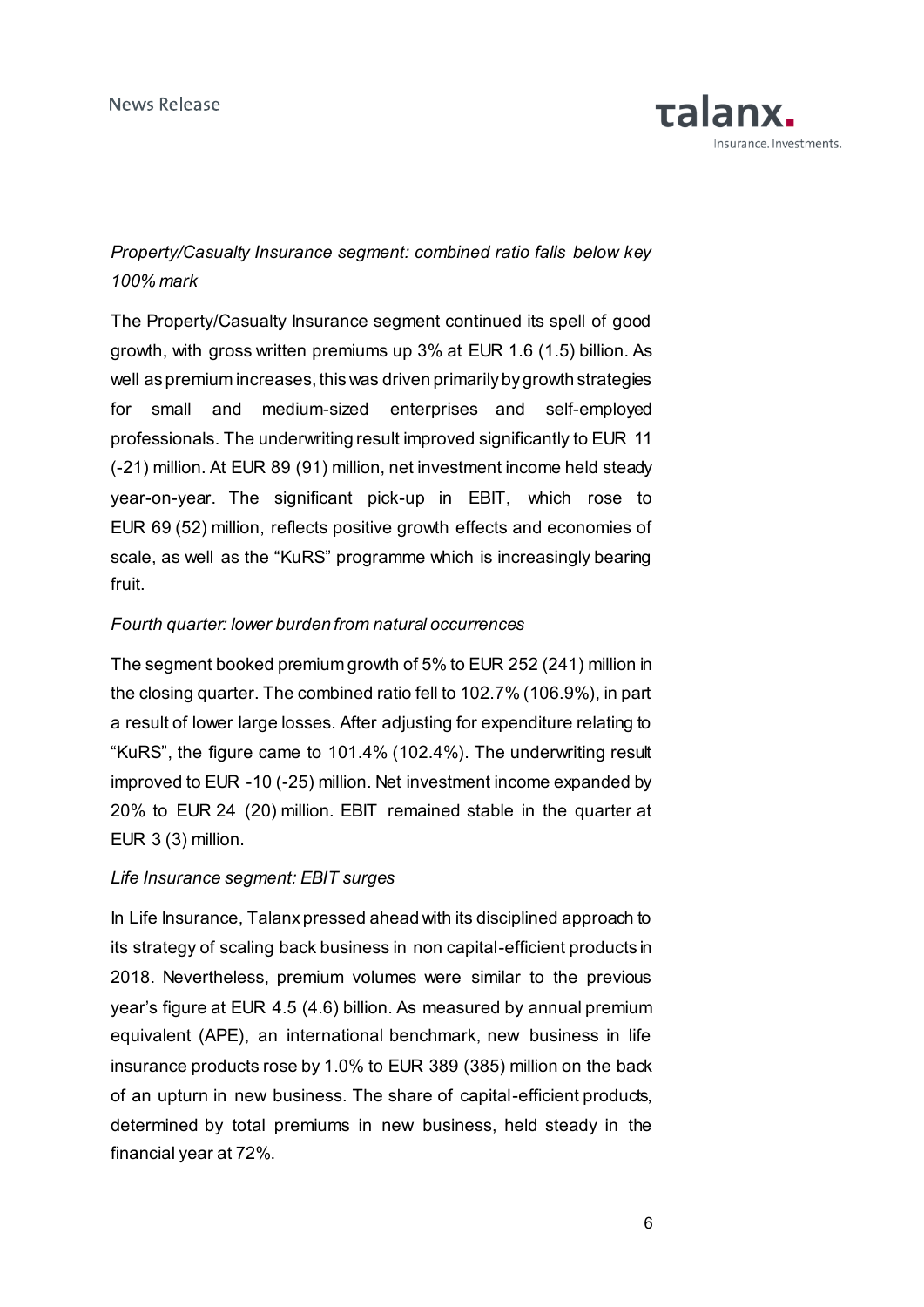*Property/Casualty Insurance segment: combined ratio falls below key 100% mark*

The Property/Casualty Insurance segment continued its spell of good growth, with gross written premiums up 3% at EUR 1.6 (1.5) billion. As well as premium increases, this was driven primarily by growth strategies for small and medium-sized enterprises and self-employed professionals. The underwriting result improved significantly to EUR 11 (-21) million. At EUR 89 (91) million, net investment income held steady year-on-year. The significant pick-up in EBIT, which rose to EUR 69 (52) million, reflects positive growth effects and economies of scale, as well as the "KuRS" programme which is increasingly bearing fruit.

*Fourth quarter: lower burden from natural occurrences*

The segment booked premium growth of 5% to EUR 252 (241) million in the closing quarter. The combined ratio fell to 102.7% (106.9%), in part a result of lower large losses. After adjusting for expenditure relating to "KuRS", the figure came to 101.4% (102.4%). The underwriting result improved to EUR -10 (-25) million. Net investment income expanded by 20% to EUR 24 (20) million. EBIT remained stable in the quarter at EUR 3 (3) million.

*Life Insurance segment: EBIT surges*

In Life Insurance, Talanx pressed ahead with its disciplined approach to its strategy of scaling back business in non capital-efficient products in 2018. Nevertheless, premium volumes were similar to the previous year's figure at EUR 4.5 (4.6) billion. As measured by annual premium equivalent (APE), an international benchmark, new business in life insurance products rose by 1.0% to EUR 389 (385) million on the back of an upturn in new business. The share of capital-efficient products, determined by total premiums in new business, held steady in the financial year at 72%.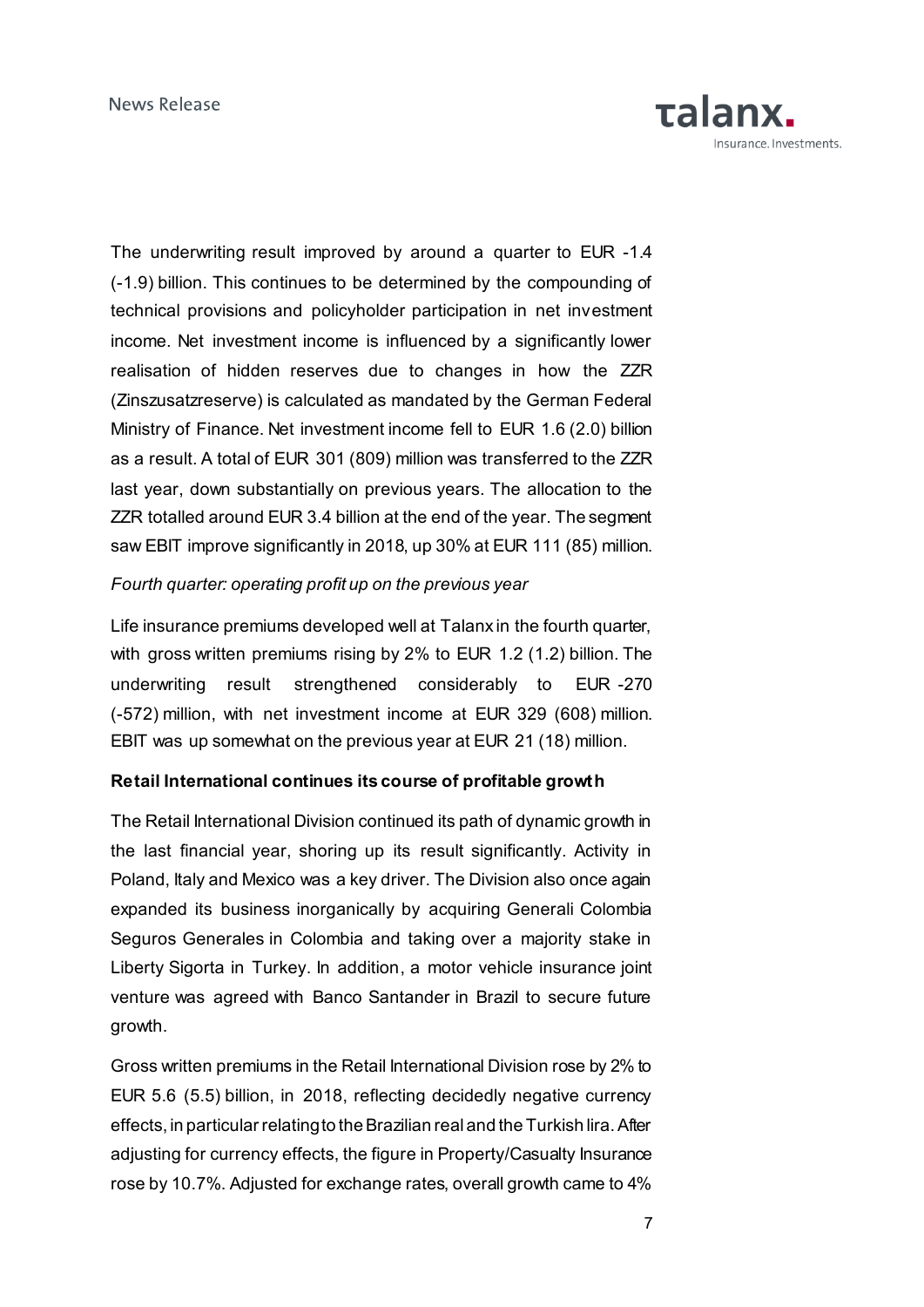The underwriting result improved by around a quarter to EUR -1.4 (-1.9) billion. This continues to be determined by the compounding of technical provisions and policyholder participation in net investment income. Net investment income is influenced by a significantly lower realisation of hidden reserves due to changes in how the ZZR (Zinszusatzreserve) is calculated as mandated by the German Federal Ministry of Finance. Net investment income fell to EUR 1.6 (2.0) billion as a result. A total of EUR 301 (809) million was transferred to the ZZR last year, down substantially on previous years. The allocation to the ZZR totalled around EUR 3.4 billion at the end of the year. The segment saw EBIT improve significantly in 2018, up 30% at EUR 111 (85) million.

*Fourth quarter: operating profit up on the previous year*

Life insurance premiums developed well at Talanx in the fourth quarter, with gross written premiums rising by 2% to EUR 1.2 (1.2) billion. The underwriting result strengthened considerably to EUR -270 (-572) million, with net investment income at EUR 329 (608) million. EBIT was up somewhat on the previous year at EUR 21 (18) million.

**Retail International continues its course of profitable growth**

The Retail International Division continued its path of dynamic growth in the last financial year, shoring up its result significantly. Activity in Poland, Italy and Mexico was a key driver. The Division also once again expanded its business inorganically by acquiring Generali Colombia Seguros Generales in Colombia and taking over a majority stake in Liberty Sigorta in Turkey. In addition, a motor vehicle insurance joint venture was agreed with Banco Santander in Brazil to secure future growth.

Gross written premiums in the Retail International Division rose by 2% to EUR 5.6 (5.5) billion, in 2018, reflecting decidedly negative currency effects, in particular relating to the Brazilian real and the Turkish lira. After adjusting for currency effects, the figure in Property/Casualty Insurance rose by 10.7%. Adjusted for exchange rates, overall growth came to 4%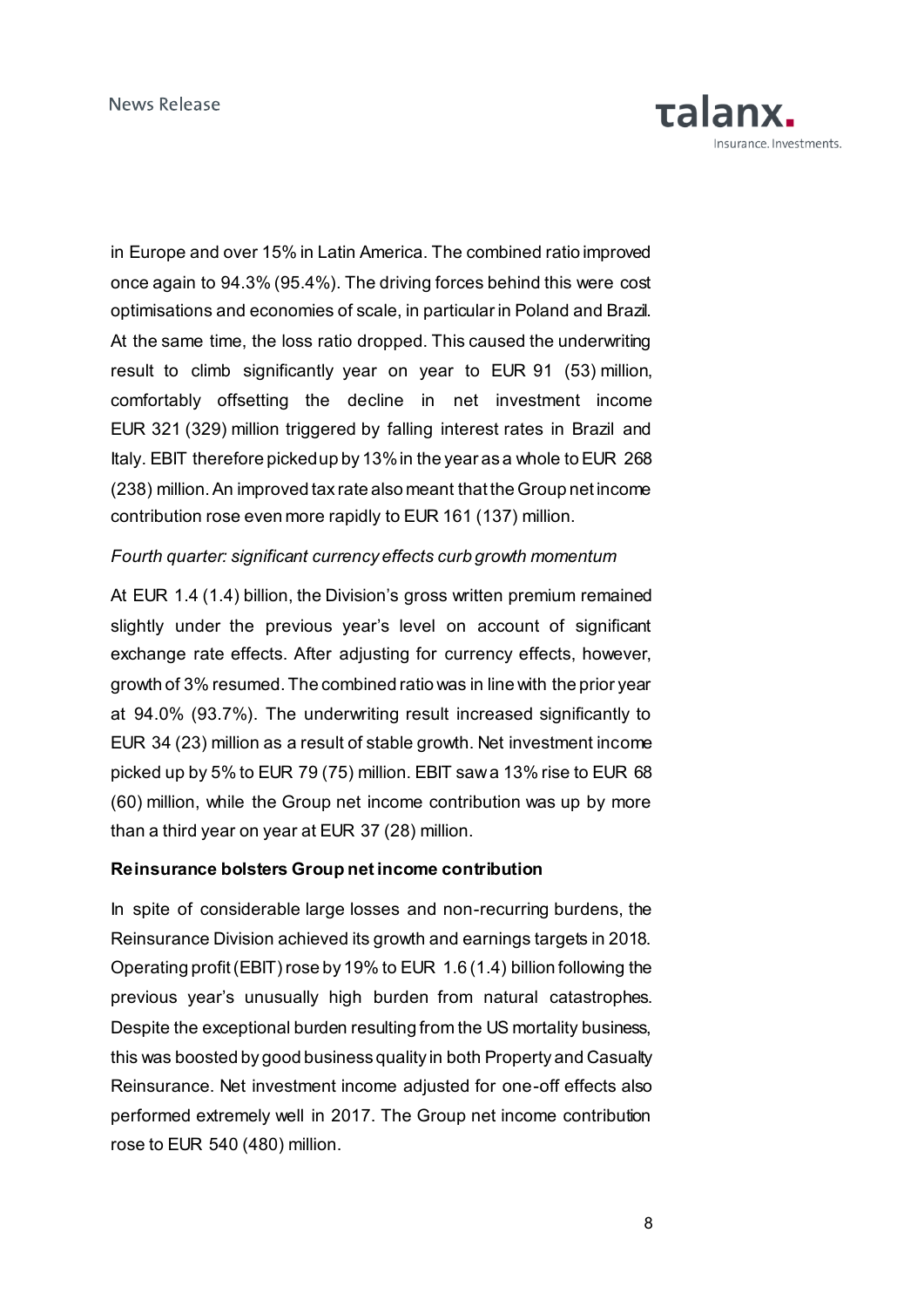in Europe and over 15% in Latin America. The combined ratio improved once again to 94.3% (95.4%). The driving forces behind this were cost optimisations and economies of scale, in particular in Poland and Brazil. At the same time, the loss ratio dropped. This caused the underwriting result to climb significantly year on year to EUR 91 (53) million, comfortably offsetting the decline in net investment income EUR 321 (329) million triggered by falling interest rates in Brazil and Italy. EBIT therefore picked up by 13% in the year as a whole to EUR 268 (238) million. An improved tax rate also meant that the Group net income contribution rose even more rapidly to EUR 161 (137) million.

*Fourth quarter: significant currency effects curb growth momentum*

At EUR 1.4 (1.4) billion, the Division's gross written premium remained slightly under the previous year's level on account of significant exchange rate effects. After adjusting for currency effects, however, growth of 3% resumed. The combined ratio was in line with the prior year at 94.0% (93.7%). The underwriting result increased significantly to EUR 34 (23) million as a result of stable growth. Net investment income picked up by 5% to EUR 79 (75) million. EBIT saw a 13% rise to EUR 68 (60) million, while the Group net income contribution was up by more than a third year on year at EUR 37 (28) million.

**Reinsurance bolsters Group net income contribution**

In spite of considerable large losses and non-recurring burdens, the Reinsurance Division achieved its growth and earnings targets in 2018. Operating profit (EBIT) rose by 19% to EUR 1.6 (1.4) billion following the previous year's unusually high burden from natural catastrophes. Despite the exceptional burden resulting from the US mortality business, this was boosted by good business quality in both Property and Casualty Reinsurance. Net investment income adjusted for one-off effects also performed extremely well in 2017. The Group net income contribution rose to EUR 540 (480) million.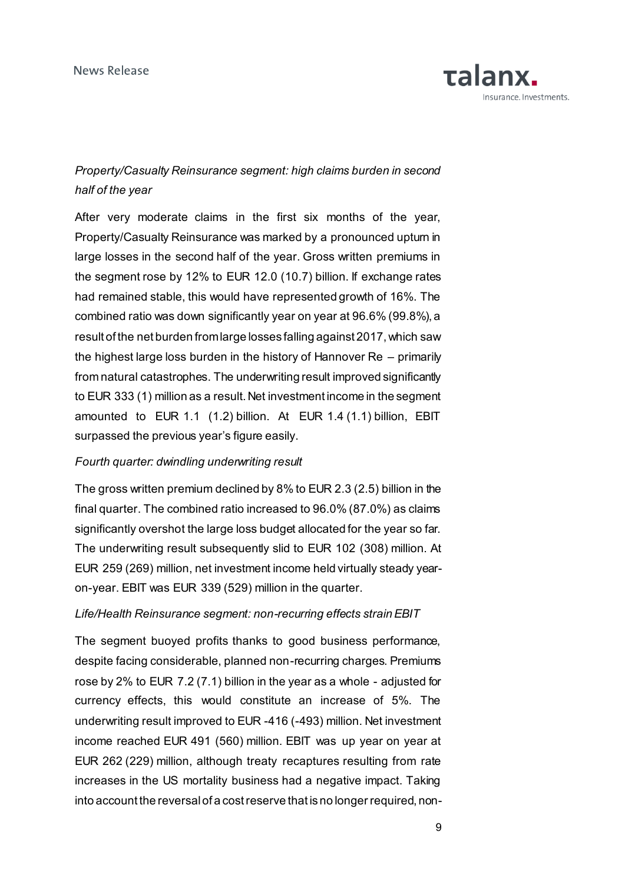*Property/Casualty Reinsurance segment: high claims burden in second half of the year*

After very moderate claims in the first six months of the year, Property/Casualty Reinsurance was marked by a pronounced upturn in large losses in the second half of the year. Gross written premiums in the segment rose by 12% to EUR 12.0 (10.7) billion. If exchange rates had remained stable, this would have represented growth of 16%. The combined ratio was down significantly year on year at 96.6% (99.8%), a result of the net burden from large losses falling against 2017, which saw the highest large loss burden in the history of Hannover Re – primarily from natural catastrophes. The underwriting result improved significantly to EUR 333 (1) million as a result. Net investment income in the segment amounted to EUR 1.1 (1.2) billion. At EUR 1.4 (1.1) billion, EBIT surpassed the previous year's figure easily.

*Fourth quarter: dwindling underwriting result*

The gross written premium declined by 8% to EUR 2.3 (2.5) billion in the final quarter. The combined ratio increased to 96.0% (87.0%) as claims significantly overshot the large loss budget allocated for the year so far. The underwriting result subsequently slid to EUR 102 (308) million. At EUR 259 (269) million, net investment income held virtually steady year-on-year. EBIT was EUR 339 (529) million in the quarter.

*Life/Health Reinsurance segment: non-recurring effects strain EBIT*

The segment buoyed profits thanks to good business performance, despite facing considerable, planned non-recurring charges. Premiums rose by 2% to EUR 7.2 (7.1) billion in the year as a whole - adjusted for currency effects, this would constitute an increase of 5%. The underwriting result improved to EUR -416 (-493) million. Net investment income reached EUR 491 (560) million. EBIT was up year on year at EUR 262 (229) million, although treaty recaptures resulting from rate increases in the US mortality business had a negative impact. Taking into account the reversal of a cost reserve that is no longer required, non-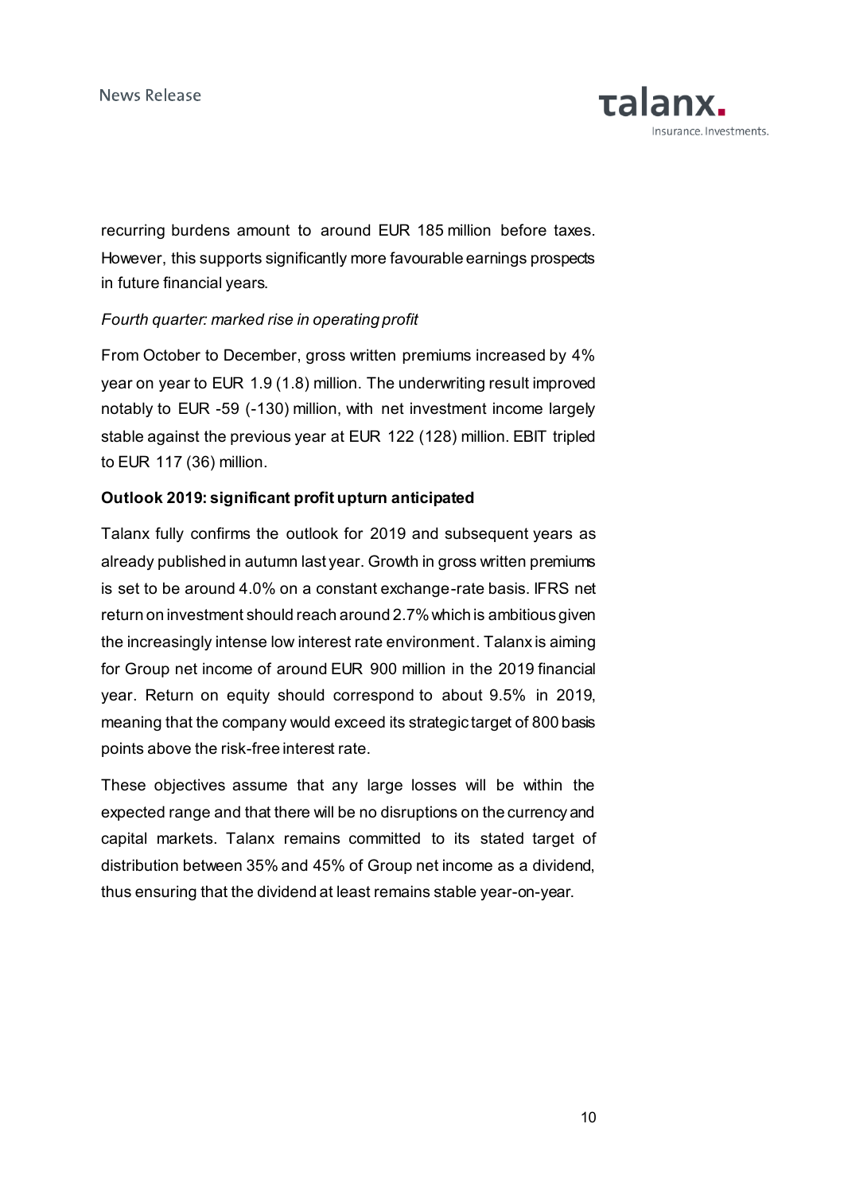recurring burdens amount to around EUR 185 million before taxes. However, this supports significantly more favourable earnings prospects in future financial years.

*Fourth quarter: marked rise in operating profit*

From October to December, gross written premiums increased by 4% year on year to EUR 1.9 (1.8) million. The underwriting result improved notably to EUR -59 (-130) million, with net investment income largely stable against the previous year at EUR 122 (128) million. EBIT tripled to EUR 117 (36) million.

**Outlook 2019: significant profit upturn anticipated**

Talanx fully confirms the outlook for 2019 and subsequent years as already published in autumn last year. Growth in gross written premiums is set to be around 4.0% on a constant exchange-rate basis. IFRS net return on investment should reach around 2.7% which is ambitious given the increasingly intense low interest rate environment. Talanx is aiming for Group net income of around EUR 900 million in the 2019 financial year. Return on equity should correspond to about 9.5% in 2019, meaning that the company would exceed its strategic target of 800 basis points above the risk-free interest rate.

These objectives assume that any large losses will be within the expected range and that there will be no disruptions on the currency and capital markets. Talanx remains committed to its stated target of distribution between 35% and 45% of Group net income as a dividend, thus ensuring that the dividend at least remains stable year-on-year.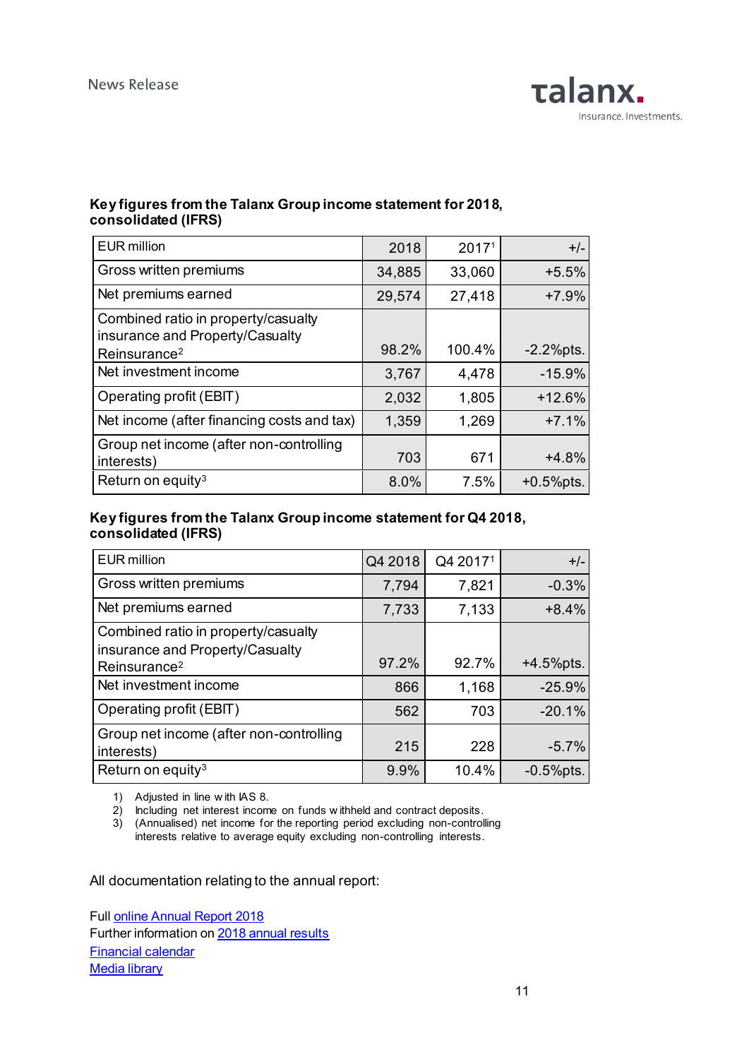**Key figures from the Talanx Group income statement for 2018, consolidated (IFRS)**

| EUR million | 2018 | 2017[1] | +/- |
|---|---|---|---|
| Gross written premiums | 34,885 | 33,060 | +5.5% |
| Net premiums earned | 29,574 | 27,418 | +7.9% |
| Combined ratio in property/casualty insurance and Property/Casualty Reinsurance[2] | 98.2% | 100.4% | -2.2%pts. |
| Net investment income | 3,767 | 4,478 | -15.9% |
| Operating profit (EBIT) | 2,032 | 1,805 | +12.6% |
| Net income (after financing costs and tax) | 1,359 | 1,269 | +7.1% |
| Group net income (after non-controlling interests) | 703 | 671 | +4.8% |
| Return on equity[3] | 8.0% | 7.5% | +0.5%pts. |

**Key figures from the Talanx Group income statement for Q4 2018, consolidated (IFRS)**

| EUR million | Q4 2018 | Q4 2017[1] | +/- |
|---|---|---|---|
| Gross written premiums | 7,794 | 7,821 | -0.3% |
| Net premiums earned | 7,733 | 7,133 | +8.4% |
| Combined ratio in property/casualty insurance and Property/Casualty Reinsurance[2] | 97.2% | 92.7% | +4.5%pts. |
| Net investment income | 866 | 1,168 | -25.9% |
| Operating profit (EBIT) | 562 | 703 | -20.1% |
| Group net income (after non-controlling interests) | 215 | 228 | -5.7% |
| Return on equity[3] | 9.9% | 10.4% | -0.5%pts. |

1) Adjusted in line with IAS 8.
2) Including net interest income on funds withheld and contract deposits.
3) (Annualised) net income for the reporting period excluding non-controlling interests relative to average equity excluding non-controlling interests.

All documentation relating to the annual report:

Full online Annual Report 2018
Further information on 2018 annual results
Financial calendar
Media library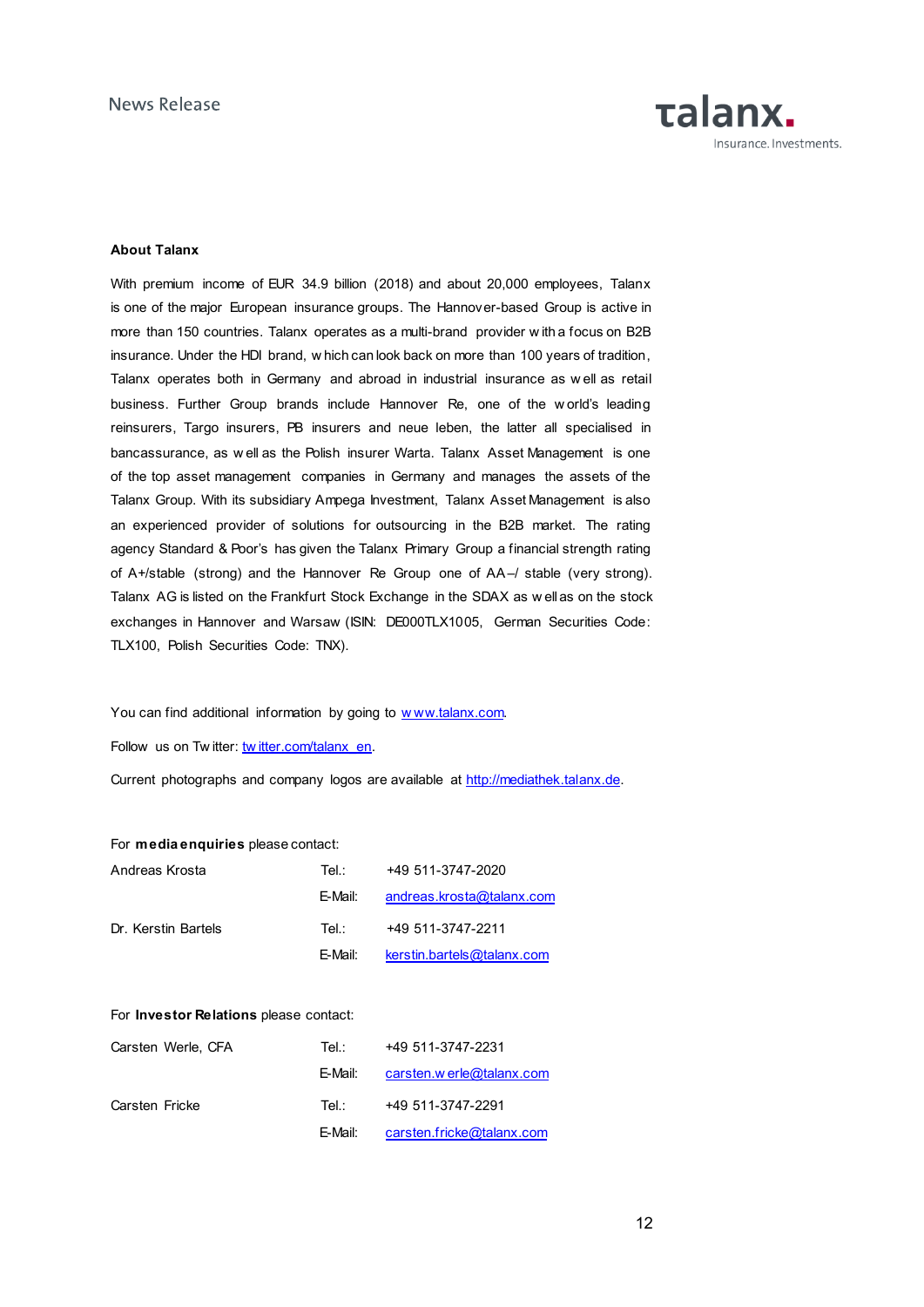**About Talanx**

With premium income of EUR 34.9 billion (2018) and about 20,000 employees, Talanx is one of the major European insurance groups. The Hannover-based Group is active in more than 150 countries. Talanx operates as a multi-brand provider with a focus on B2B insurance. Under the HDI brand, which can look back on more than 100 years of tradition, Talanx operates both in Germany and abroad in industrial insurance as well as retail business. Further Group brands include Hannover Re, one of the world's leading reinsurers, Targo insurers, PB insurers and neue leben, the latter all specialised in bancassurance, as well as the Polish insurer Warta. Talanx Asset Management is one of the top asset management companies in Germany and manages the assets of the Talanx Group. With its subsidiary Ampega Investment, Talanx Asset Management is also an experienced provider of solutions for outsourcing in the B2B market. The rating agency Standard & Poor's has given the Talanx Primary Group a financial strength rating of A+/stable (strong) and the Hannover Re Group one of AA–/ stable (very strong). Talanx AG is listed on the Frankfurt Stock Exchange in the SDAX as well as on the stock exchanges in Hannover and Warsaw (ISIN: DE000TLX1005, German Securities Code: TLX100, Polish Securities Code: TNX).

You can find additional information by going to www.talanx.com.

Follow us on Twitter: twitter.com/talanx_en.

Current photographs and company logos are available at http://mediathek.talanx.de.

For **media enquiries** please contact:

| | | |
|---|---|---|
| Andreas Krosta | Tel.: | +49 511-3747-2020 |
| | E-Mail: | andreas.krosta@talanx.com |
| Dr. Kerstin Bartels | Tel.: | +49 511-3747-2211 |
| | E-Mail: | kerstin.bartels@talanx.com |

For **Investor Relations** please contact:

| | | |
|---|---|---|
| Carsten Werle, CFA | Tel.: | +49 511-3747-2231 |
| | E-Mail: | carsten.werle@talanx.com |
| Carsten Fricke | Tel.: | +49 511-3747-2291 |
| | E-Mail: | carsten.fricke@talanx.com |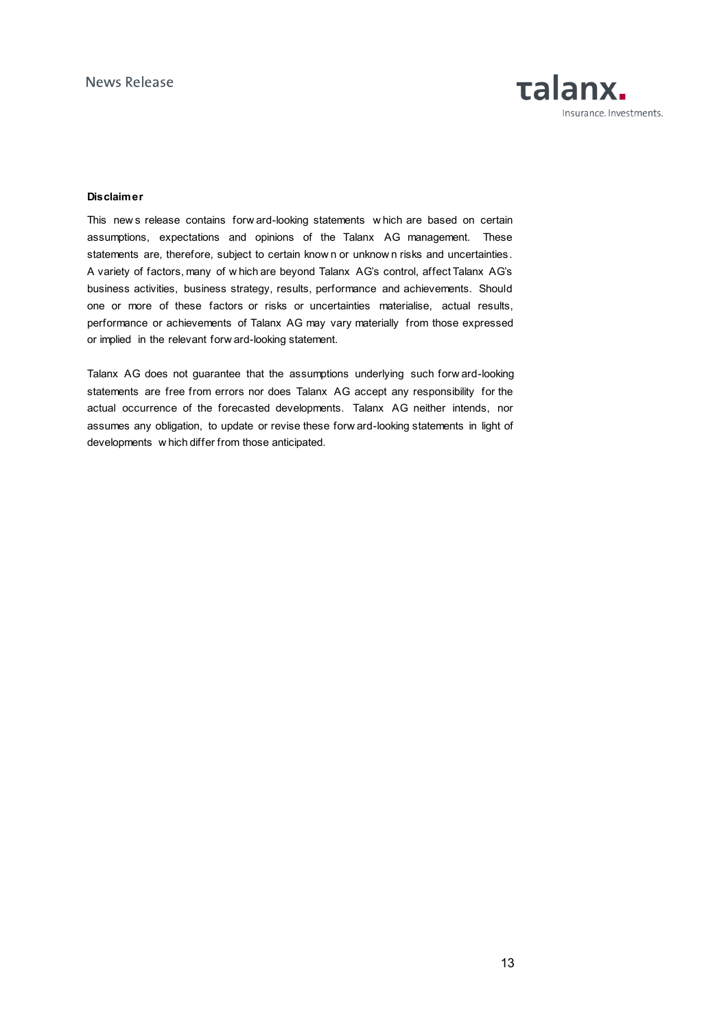**Disclaimer**

This news release contains forward-looking statements which are based on certain assumptions, expectations and opinions of the Talanx AG management. These statements are, therefore, subject to certain known or unknown risks and uncertainties. A variety of factors, many of which are beyond Talanx AG's control, affect Talanx AG's business activities, business strategy, results, performance and achievements. Should one or more of these factors or risks or uncertainties materialise, actual results, performance or achievements of Talanx AG may vary materially from those expressed or implied in the relevant forward-looking statement.

Talanx AG does not guarantee that the assumptions underlying such forward-looking statements are free from errors nor does Talanx AG accept any responsibility for the actual occurrence of the forecasted developments. Talanx AG neither intends, nor assumes any obligation, to update or revise these forward-looking statements in light of developments which differ from those anticipated.